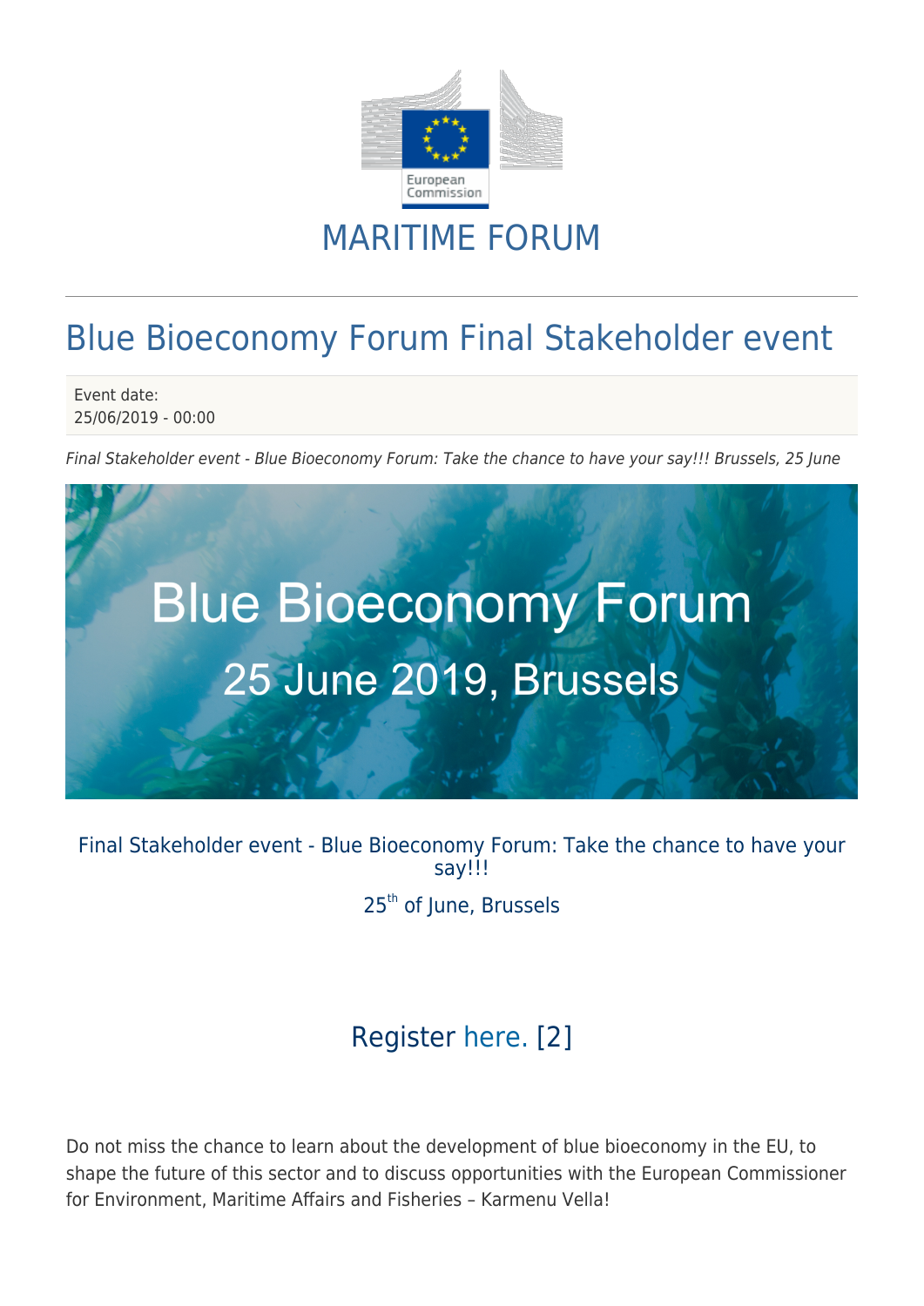# MARITIME FORUM

## Blue Bioeconomy Forum Final Stakeholder event

Event date:
25/06/2019 - 00:00

*Final Stakeholder event - Blue Bioeconomy Forum: Take the chance to have your say!!! Brussels, 25 June*

Final Stakeholder event - Blue Bioeconomy Forum: Take the chance to have your say!!!

25th of June, Brussels

Register here. [2]

Do not miss the chance to learn about the development of blue bioeconomy in the EU, to shape the future of this sector and to discuss opportunities with the European Commissioner for Environment, Maritime Affairs and Fisheries – Karmenu Vella!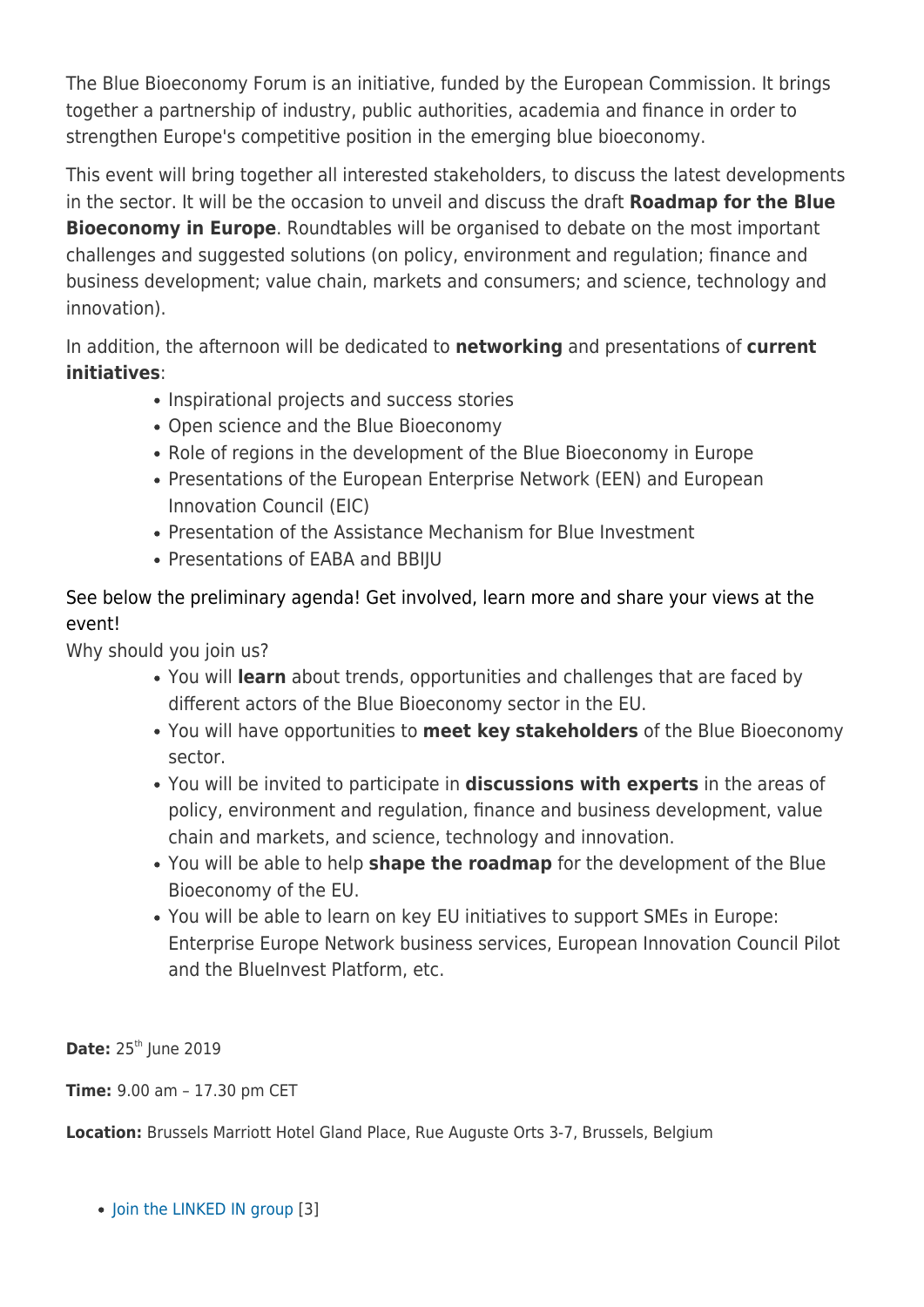The Blue Bioeconomy Forum is an initiative, funded by the European Commission. It brings together a partnership of industry, public authorities, academia and finance in order to strengthen Europe's competitive position in the emerging blue bioeconomy.

This event will bring together all interested stakeholders, to discuss the latest developments in the sector. It will be the occasion to unveil and discuss the draft **Roadmap for the Blue Bioeconomy in Europe**. Roundtables will be organised to debate on the most important challenges and suggested solutions (on policy, environment and regulation; finance and business development; value chain, markets and consumers; and science, technology and innovation).

In addition, the afternoon will be dedicated to **networking** and presentations of **current initiatives**:

- Inspirational projects and success stories
- Open science and the Blue Bioeconomy
- Role of regions in the development of the Blue Bioeconomy in Europe
- Presentations of the European Enterprise Network (EEN) and European Innovation Council (EIC)
- Presentation of the Assistance Mechanism for Blue Investment
- Presentations of EABA and BBIJU

See below the preliminary agenda! Get involved, learn more and share your views at the event!

Why should you join us?

- You will **learn** about trends, opportunities and challenges that are faced by different actors of the Blue Bioeconomy sector in the EU.
- You will have opportunities to **meet key stakeholders** of the Blue Bioeconomy sector.
- You will be invited to participate in **discussions with experts** in the areas of policy, environment and regulation, finance and business development, value chain and markets, and science, technology and innovation.
- You will be able to help **shape the roadmap** for the development of the Blue Bioeconomy of the EU.
- You will be able to learn on key EU initiatives to support SMEs in Europe: Enterprise Europe Network business services, European Innovation Council Pilot and the BlueInvest Platform, etc.

**Date:** 25th June 2019

**Time:** 9.00 am – 17.30 pm CET

**Location:** Brussels Marriott Hotel Gland Place, Rue Auguste Orts 3-7, Brussels, Belgium

- Join the LINKED IN group [3]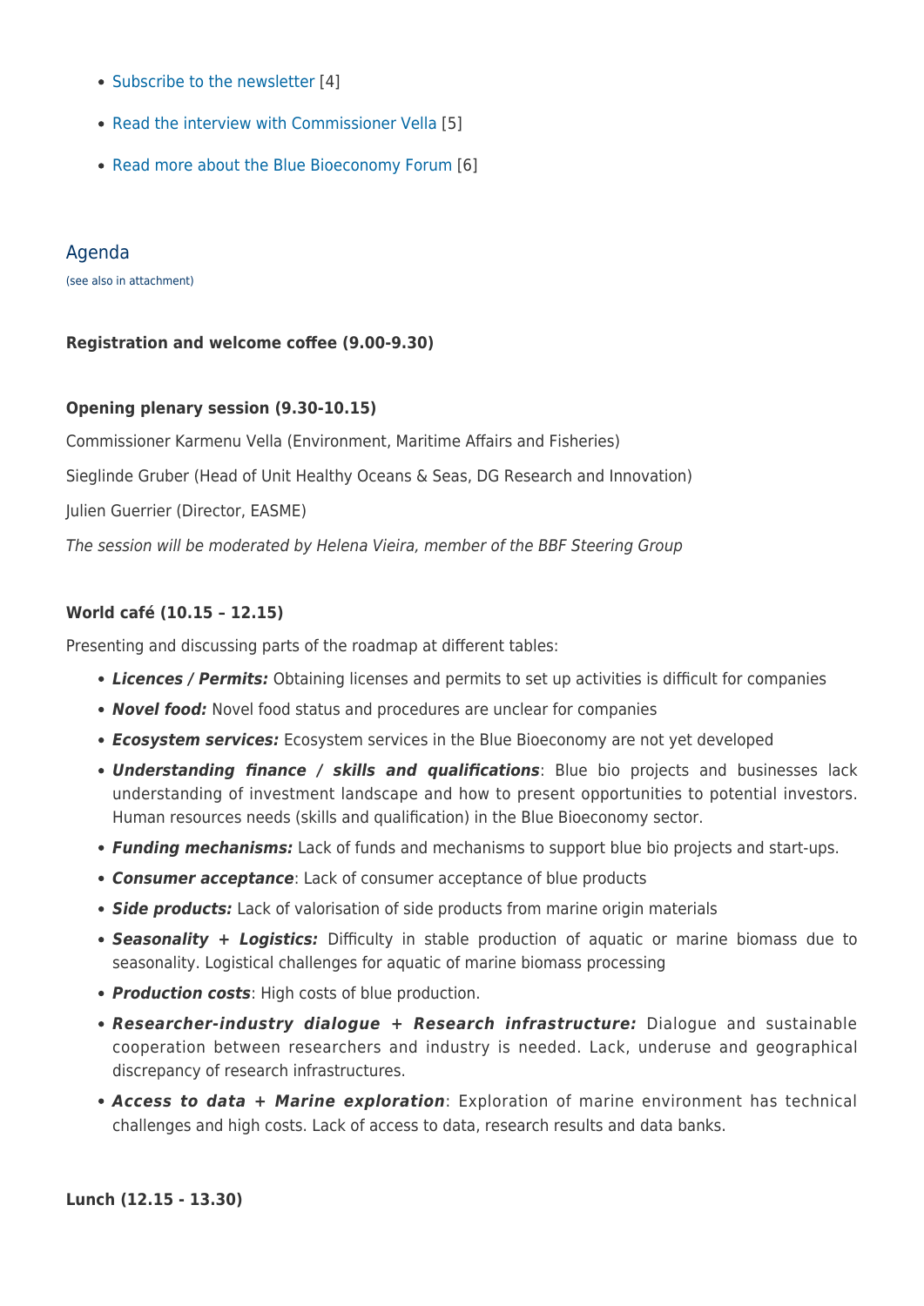- Subscribe to the newsletter [4]
- Read the interview with Commissioner Vella [5]
- Read more about the Blue Bioeconomy Forum [6]

## Agenda

(see also in attachment)

**Registration and welcome coffee (9.00-9.30)**

**Opening plenary session (9.30-10.15)**

Commissioner Karmenu Vella (Environment, Maritime Affairs and Fisheries)

Sieglinde Gruber (Head of Unit Healthy Oceans & Seas, DG Research and Innovation)

Julien Guerrier (Director, EASME)

*The session will be moderated by Helena Vieira, member of the BBF Steering Group*

**World café (10.15 – 12.15)**

Presenting and discussing parts of the roadmap at different tables:

- ***Licences / Permits:*** Obtaining licenses and permits to set up activities is difficult for companies
- ***Novel food:*** Novel food status and procedures are unclear for companies
- ***Ecosystem services:*** Ecosystem services in the Blue Bioeconomy are not yet developed
- ***Understanding finance / skills and qualifications***: Blue bio projects and businesses lack understanding of investment landscape and how to present opportunities to potential investors. Human resources needs (skills and qualification) in the Blue Bioeconomy sector.
- ***Funding mechanisms:*** Lack of funds and mechanisms to support blue bio projects and start-ups.
- ***Consumer acceptance***: Lack of consumer acceptance of blue products
- ***Side products:*** Lack of valorisation of side products from marine origin materials
- ***Seasonality + Logistics:*** Difficulty in stable production of aquatic or marine biomass due to seasonality. Logistical challenges for aquatic of marine biomass processing
- ***Production costs***: High costs of blue production.
- ***Researcher-industry dialogue + Research infrastructure:*** Dialogue and sustainable cooperation between researchers and industry is needed. Lack, underuse and geographical discrepancy of research infrastructures.
- ***Access to data + Marine exploration***: Exploration of marine environment has technical challenges and high costs. Lack of access to data, research results and data banks.

**Lunch (12.15 - 13.30)**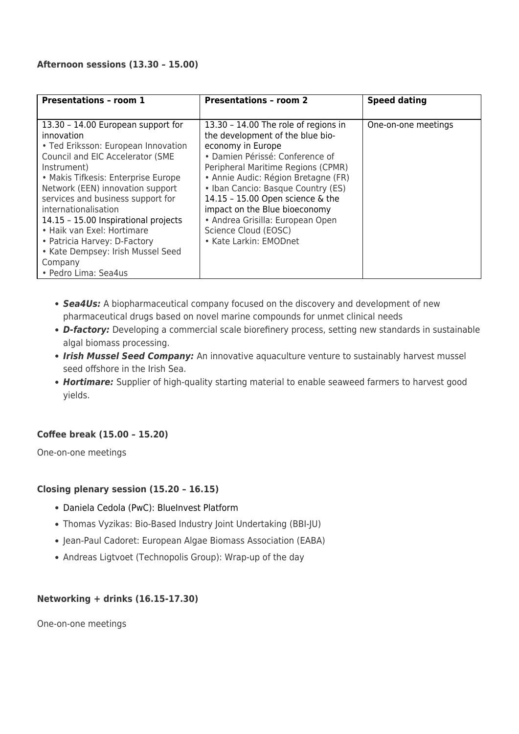**Afternoon sessions (13.30 – 15.00)**

| **Presentations – room 1** | **Presentations – room 2** | **Speed dating** |
|---|---|---|
| 13.30 – 14.00 European support for innovation<br>• Ted Eriksson: European Innovation Council and EIC Accelerator (SME Instrument)<br>• Makis Tifkesis: Enterprise Europe Network (EEN) innovation support services and business support for internationalisation<br>14.15 – 15.00 Inspirational projects<br>• Haik van Exel: Hortimare<br>• Patricia Harvey: D-Factory<br>• Kate Dempsey: Irish Mussel Seed Company<br>• Pedro Lima: Sea4us | 13.30 – 14.00 The role of regions in the development of the blue bio-economy in Europe<br>• Damien Périssé: Conference of Peripheral Maritime Regions (CPMR)<br>• Annie Audic: Région Bretagne (FR)<br>• Iban Cancio: Basque Country (ES)<br>14.15 – 15.00 Open science & the impact on the Blue bioeconomy<br>• Andrea Grisilla: European Open Science Cloud (EOSC)<br>• Kate Larkin: EMODnet | One-on-one meetings |

- ***Sea4Us:*** A biopharmaceutical company focused on the discovery and development of new pharmaceutical drugs based on novel marine compounds for unmet clinical needs
- ***D-factory:*** Developing a commercial scale biorefinery process, setting new standards in sustainable algal biomass processing.
- ***Irish Mussel Seed Company:*** An innovative aquaculture venture to sustainably harvest mussel seed offshore in the Irish Sea.
- ***Hortimare:*** Supplier of high-quality starting material to enable seaweed farmers to harvest good yields.

**Coffee break (15.00 – 15.20)**

One-on-one meetings

**Closing plenary session (15.20 – 16.15)**

- Daniela Cedola (PwC): BlueInvest Platform
- Thomas Vyzikas: Bio-Based Industry Joint Undertaking (BBI-JU)
- Jean-Paul Cadoret: European Algae Biomass Association (EABA)
- Andreas Ligtvoet (Technopolis Group): Wrap-up of the day

**Networking + drinks (16.15-17.30)**

One-on-one meetings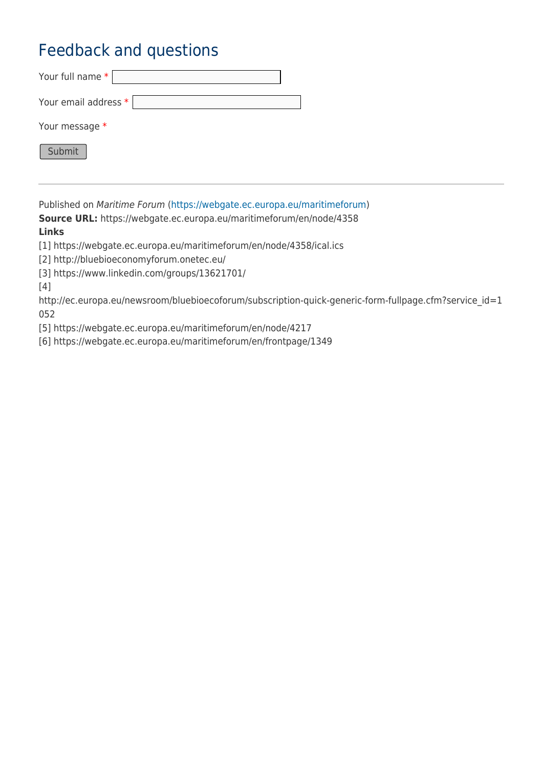## Feedback and questions

Your full name *

Your email address *

Your message *

Submit

---

Published on *Maritime Forum* (https://webgate.ec.europa.eu/maritimeforum)
**Source URL:** https://webgate.ec.europa.eu/maritimeforum/en/node/4358
**Links**
[1] https://webgate.ec.europa.eu/maritimeforum/en/node/4358/ical.ics
[2] http://bluebioeconomyforum.onetec.eu/
[3] https://www.linkedin.com/groups/13621701/
[4] http://ec.europa.eu/newsroom/bluebioecoforum/subscription-quick-generic-form-fullpage.cfm?service_id=1052
[5] https://webgate.ec.europa.eu/maritimeforum/en/node/4217
[6] https://webgate.ec.europa.eu/maritimeforum/en/frontpage/1349